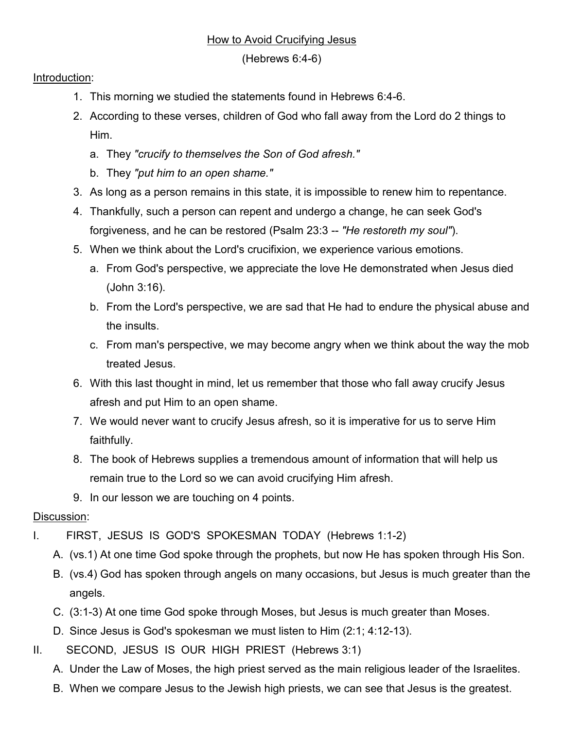# How to Avoid Crucifying Jesus

(Hebrews 6:4-6)

Introduction:

1. This morning we studied the statements found in Hebrews 6:4-6.
2. According to these verses, children of God who fall away from the Lord do 2 things to Him.
    a. They *"crucify to themselves the Son of God afresh."*
    b. They *"put him to an open shame."*
3. As long as a person remains in this state, it is impossible to renew him to repentance.
4. Thankfully, such a person can repent and undergo a change, he can seek God's forgiveness, and he can be restored (Psalm 23:3 -- *"He restoreth my soul"*).
5. When we think about the Lord's crucifixion, we experience various emotions.
    a. From God's perspective, we appreciate the love He demonstrated when Jesus died (John 3:16).
    b. From the Lord's perspective, we are sad that He had to endure the physical abuse and the insults.
    c. From man's perspective, we may become angry when we think about the way the mob treated Jesus.
6. With this last thought in mind, let us remember that those who fall away crucify Jesus afresh and put Him to an open shame.
7. We would never want to crucify Jesus afresh, so it is imperative for us to serve Him faithfully.
8. The book of Hebrews supplies a tremendous amount of information that will help us remain true to the Lord so we can avoid crucifying Him afresh.
9. In our lesson we are touching on 4 points.

Discussion:

I. FIRST, JESUS IS GOD'S SPOKESMAN TODAY (Hebrews 1:1-2)
  A. (vs.1) At one time God spoke through the prophets, but now He has spoken through His Son.
  B. (vs.4) God has spoken through angels on many occasions, but Jesus is much greater than the angels.
  C. (3:1-3) At one time God spoke through Moses, but Jesus is much greater than Moses.
  D. Since Jesus is God's spokesman we must listen to Him (2:1; 4:12-13).

II. SECOND, JESUS IS OUR HIGH PRIEST (Hebrews 3:1)
  A. Under the Law of Moses, the high priest served as the main religious leader of the Israelites.
  B. When we compare Jesus to the Jewish high priests, we can see that Jesus is the greatest.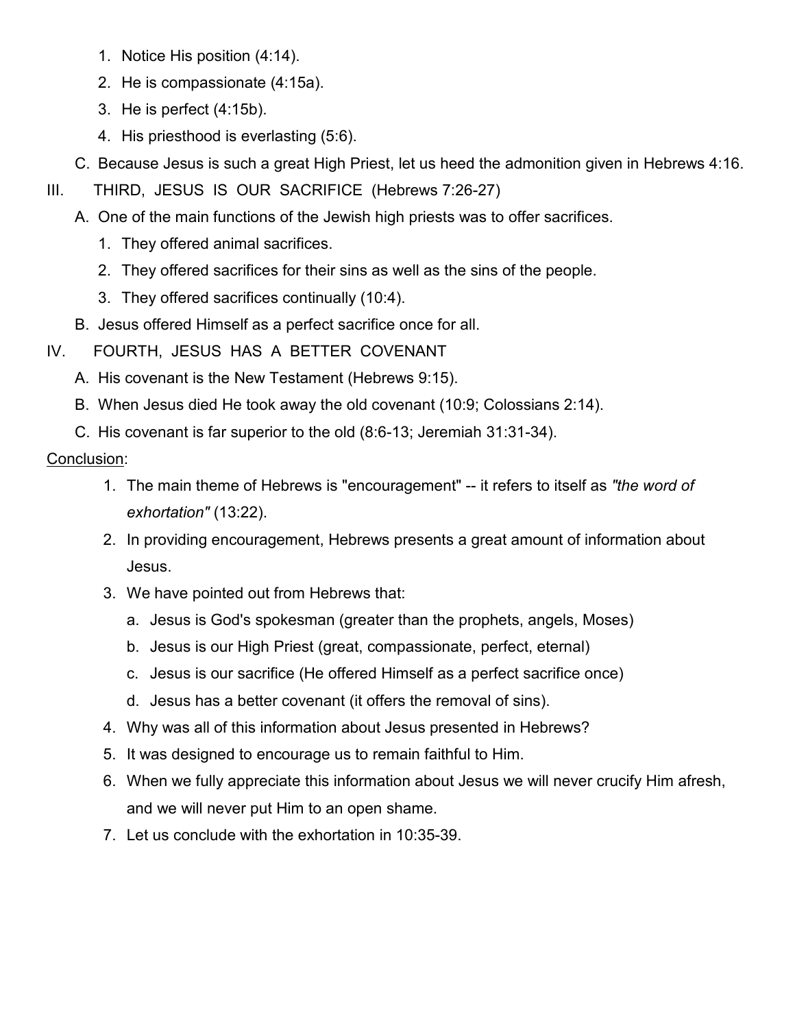1. Notice His position (4:14).
2. He is compassionate (4:15a).
3. He is perfect (4:15b).
4. His priesthood is everlasting (5:6).

C. Because Jesus is such a great High Priest, let us heed the admonition given in Hebrews 4:16.

III. THIRD, JESUS IS OUR SACRIFICE (Hebrews 7:26-27)

A. One of the main functions of the Jewish high priests was to offer sacrifices.

1. They offered animal sacrifices.
2. They offered sacrifices for their sins as well as the sins of the people.
3. They offered sacrifices continually (10:4).

B. Jesus offered Himself as a perfect sacrifice once for all.

IV. FOURTH, JESUS HAS A BETTER COVENANT

A. His covenant is the New Testament (Hebrews 9:15).

B. When Jesus died He took away the old covenant (10:9; Colossians 2:14).

C. His covenant is far superior to the old (8:6-13; Jeremiah 31:31-34).

Conclusion:

1. The main theme of Hebrews is "encouragement" -- it refers to itself as *"the word of exhortation"* (13:22).
2. In providing encouragement, Hebrews presents a great amount of information about Jesus.
3. We have pointed out from Hebrews that:
   a. Jesus is God's spokesman (greater than the prophets, angels, Moses)
   b. Jesus is our High Priest (great, compassionate, perfect, eternal)
   c. Jesus is our sacrifice (He offered Himself as a perfect sacrifice once)
   d. Jesus has a better covenant (it offers the removal of sins).
4. Why was all of this information about Jesus presented in Hebrews?
5. It was designed to encourage us to remain faithful to Him.
6. When we fully appreciate this information about Jesus we will never crucify Him afresh, and we will never put Him to an open shame.
7. Let us conclude with the exhortation in 10:35-39.